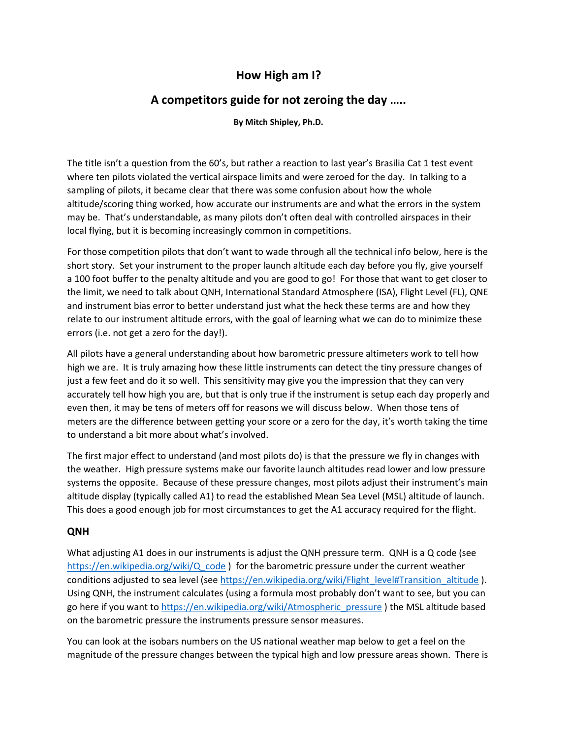# How High am I?

## A competitors guide for not zeroing the day …..

**By Mitch Shipley, Ph.D.**

The title isn't a question from the 60's, but rather a reaction to last year's Brasilia Cat 1 test event where ten pilots violated the vertical airspace limits and were zeroed for the day. In talking to a sampling of pilots, it became clear that there was some confusion about how the whole altitude/scoring thing worked, how accurate our instruments are and what the errors in the system may be. That's understandable, as many pilots don't often deal with controlled airspaces in their local flying, but it is becoming increasingly common in competitions.

For those competition pilots that don't want to wade through all the technical info below, here is the short story. Set your instrument to the proper launch altitude each day before you fly, give yourself a 100 foot buffer to the penalty altitude and you are good to go! For those that want to get closer to the limit, we need to talk about QNH, International Standard Atmosphere (ISA), Flight Level (FL), QNE and instrument bias error to better understand just what the heck these terms are and how they relate to our instrument altitude errors, with the goal of learning what we can do to minimize these errors (i.e. not get a zero for the day!).

All pilots have a general understanding about how barometric pressure altimeters work to tell how high we are. It is truly amazing how these little instruments can detect the tiny pressure changes of just a few feet and do it so well. This sensitivity may give you the impression that they can very accurately tell how high you are, but that is only true if the instrument is setup each day properly and even then, it may be tens of meters off for reasons we will discuss below. When those tens of meters are the difference between getting your score or a zero for the day, it's worth taking the time to understand a bit more about what's involved.

The first major effect to understand (and most pilots do) is that the pressure we fly in changes with the weather. High pressure systems make our favorite launch altitudes read lower and low pressure systems the opposite. Because of these pressure changes, most pilots adjust their instrument's main altitude display (typically called A1) to read the established Mean Sea Level (MSL) altitude of launch. This does a good enough job for most circumstances to get the A1 accuracy required for the flight.

### QNH

What adjusting A1 does in our instruments is adjust the QNH pressure term. QNH is a Q code (see https://en.wikipedia.org/wiki/Q_code ) for the barometric pressure under the current weather conditions adjusted to sea level (see https://en.wikipedia.org/wiki/Flight_level#Transition_altitude ). Using QNH, the instrument calculates (using a formula most probably don't want to see, but you can go here if you want to https://en.wikipedia.org/wiki/Atmospheric_pressure ) the MSL altitude based on the barometric pressure the instruments pressure sensor measures.

You can look at the isobars numbers on the US national weather map below to get a feel on the magnitude of the pressure changes between the typical high and low pressure areas shown. There is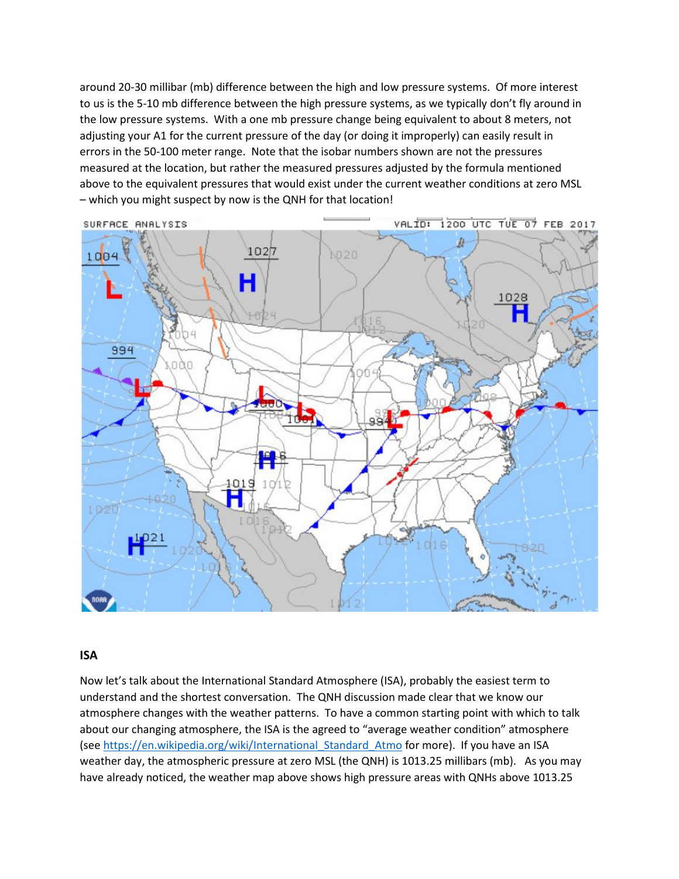around 20-30 millibar (mb) difference between the high and low pressure systems. Of more interest to us is the 5-10 mb difference between the high pressure systems, as we typically don't fly around in the low pressure systems. With a one mb pressure change being equivalent to about 8 meters, not adjusting your A1 for the current pressure of the day (or doing it improperly) can easily result in errors in the 50-100 meter range. Note that the isobar numbers shown are not the pressures measured at the location, but rather the measured pressures adjusted by the formula mentioned above to the equivalent pressures that would exist under the current weather conditions at zero MSL – which you might suspect by now is the QNH for that location!

## ISA

Now let's talk about the International Standard Atmosphere (ISA), probably the easiest term to understand and the shortest conversation. The QNH discussion made clear that we know our atmosphere changes with the weather patterns. To have a common starting point with which to talk about our changing atmosphere, the ISA is the agreed to "average weather condition" atmosphere (see https://en.wikipedia.org/wiki/International_Standard_Atmo for more). If you have an ISA weather day, the atmospheric pressure at zero MSL (the QNH) is 1013.25 millibars (mb). As you may have already noticed, the weather map above shows high pressure areas with QNHs above 1013.25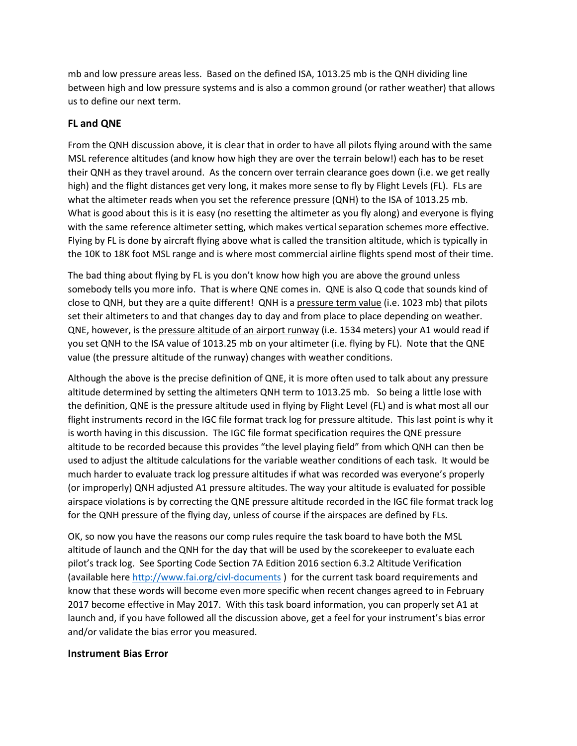mb and low pressure areas less. Based on the defined ISA, 1013.25 mb is the QNH dividing line between high and low pressure systems and is also a common ground (or rather weather) that allows us to define our next term.

### FL and QNE

From the QNH discussion above, it is clear that in order to have all pilots flying around with the same MSL reference altitudes (and know how high they are over the terrain below!) each has to be reset their QNH as they travel around. As the concern over terrain clearance goes down (i.e. we get really high) and the flight distances get very long, it makes more sense to fly by Flight Levels (FL). FLs are what the altimeter reads when you set the reference pressure (QNH) to the ISA of 1013.25 mb. What is good about this is it is easy (no resetting the altimeter as you fly along) and everyone is flying with the same reference altimeter setting, which makes vertical separation schemes more effective. Flying by FL is done by aircraft flying above what is called the transition altitude, which is typically in the 10K to 18K foot MSL range and is where most commercial airline flights spend most of their time.

The bad thing about flying by FL is you don't know how high you are above the ground unless somebody tells you more info. That is where QNE comes in. QNE is also Q code that sounds kind of close to QNH, but they are a quite different! QNH is a <u>pressure term value</u> (i.e. 1023 mb) that pilots set their altimeters to and that changes day to day and from place to place depending on weather. QNE, however, is the <u>pressure altitude of an airport runway</u> (i.e. 1534 meters) your A1 would read if you set QNH to the ISA value of 1013.25 mb on your altimeter (i.e. flying by FL). Note that the QNE value (the pressure altitude of the runway) changes with weather conditions.

Although the above is the precise definition of QNE, it is more often used to talk about any pressure altitude determined by setting the altimeters QNH term to 1013.25 mb. So being a little lose with the definition, QNE is the pressure altitude used in flying by Flight Level (FL) and is what most all our flight instruments record in the IGC file format track log for pressure altitude. This last point is why it is worth having in this discussion. The IGC file format specification requires the QNE pressure altitude to be recorded because this provides "the level playing field" from which QNH can then be used to adjust the altitude calculations for the variable weather conditions of each task. It would be much harder to evaluate track log pressure altitudes if what was recorded was everyone's properly (or improperly) QNH adjusted A1 pressure altitudes. The way your altitude is evaluated for possible airspace violations is by correcting the QNE pressure altitude recorded in the IGC file format track log for the QNH pressure of the flying day, unless of course if the airspaces are defined by FLs.

OK, so now you have the reasons our comp rules require the task board to have both the MSL altitude of launch and the QNH for the day that will be used by the scorekeeper to evaluate each pilot's track log. See Sporting Code Section 7A Edition 2016 section 6.3.2 Altitude Verification (available here [http://www.fai.org/civl-documents](http://www.fai.org/civl-documents) ) for the current task board requirements and know that these words will become even more specific when recent changes agreed to in February 2017 become effective in May 2017. With this task board information, you can properly set A1 at launch and, if you have followed all the discussion above, get a feel for your instrument's bias error and/or validate the bias error you measured.

### Instrument Bias Error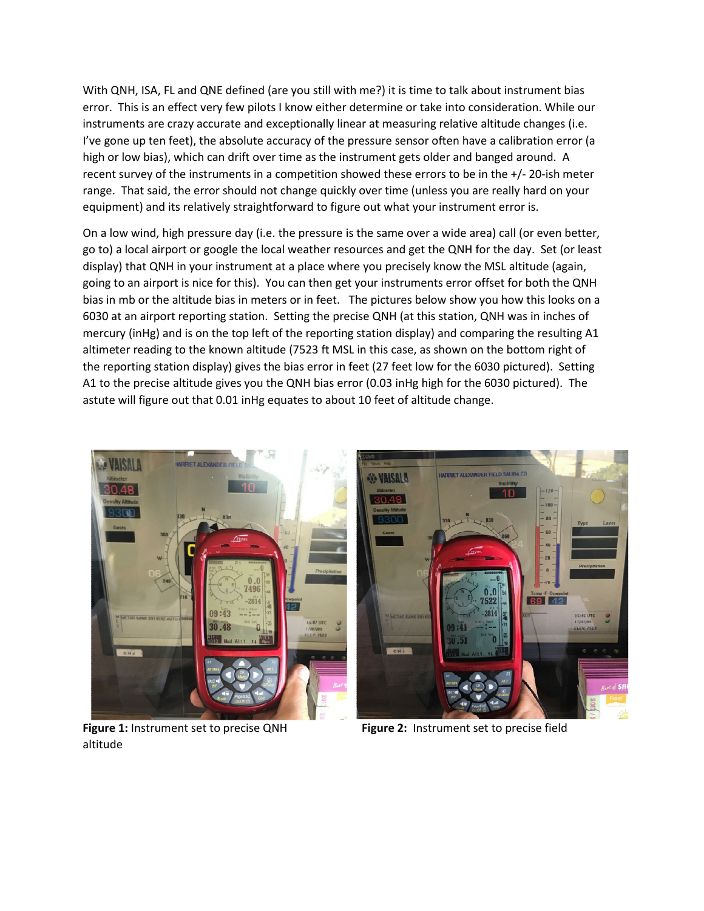With QNH, ISA, FL and QNE defined (are you still with me?) it is time to talk about instrument bias error. This is an effect very few pilots I know either determine or take into consideration. While our instruments are crazy accurate and exceptionally linear at measuring relative altitude changes (i.e. I've gone up ten feet), the absolute accuracy of the pressure sensor often have a calibration error (a high or low bias), which can drift over time as the instrument gets older and banged around. A recent survey of the instruments in a competition showed these errors to be in the +/- 20-ish meter range. That said, the error should not change quickly over time (unless you are really hard on your equipment) and its relatively straightforward to figure out what your instrument error is.

On a low wind, high pressure day (i.e. the pressure is the same over a wide area) call (or even better, go to) a local airport or google the local weather resources and get the QNH for the day. Set (or least display) that QNH in your instrument at a place where you precisely know the MSL altitude (again, going to an airport is nice for this). You can then get your instruments error offset for both the QNH bias in mb or the altitude bias in meters or in feet. The pictures below show you how this looks on a 6030 at an airport reporting station. Setting the precise QNH (at this station, QNH was in inches of mercury (inHg) and is on the top left of the reporting station display) and comparing the resulting A1 altimeter reading to the known altitude (7523 ft MSL in this case, as shown on the bottom right of the reporting station display) gives the bias error in feet (27 feet low for the 6030 pictured). Setting A1 to the precise altitude gives you the QNH bias error (0.03 inHg high for the 6030 pictured). The astute will figure out that 0.01 inHg equates to about 10 feet of altitude change.

**Figure 1:** Instrument set to precise QNH altitude

**Figure 2:** Instrument set to precise field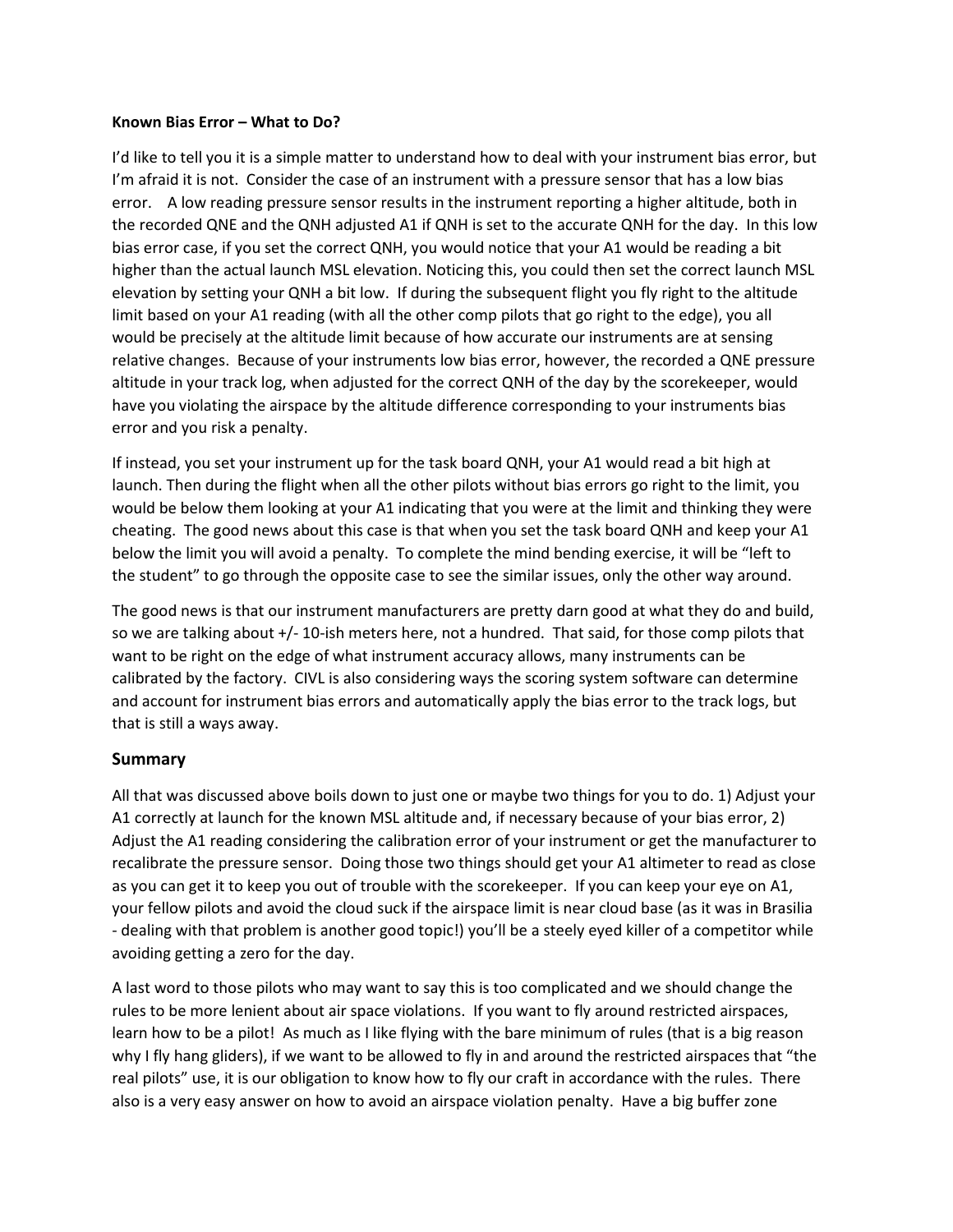**Known Bias Error – What to Do?**

I'd like to tell you it is a simple matter to understand how to deal with your instrument bias error, but I'm afraid it is not. Consider the case of an instrument with a pressure sensor that has a low bias error. A low reading pressure sensor results in the instrument reporting a higher altitude, both in the recorded QNE and the QNH adjusted A1 if QNH is set to the accurate QNH for the day. In this low bias error case, if you set the correct QNH, you would notice that your A1 would be reading a bit higher than the actual launch MSL elevation. Noticing this, you could then set the correct launch MSL elevation by setting your QNH a bit low. If during the subsequent flight you fly right to the altitude limit based on your A1 reading (with all the other comp pilots that go right to the edge), you all would be precisely at the altitude limit because of how accurate our instruments are at sensing relative changes. Because of your instruments low bias error, however, the recorded a QNE pressure altitude in your track log, when adjusted for the correct QNH of the day by the scorekeeper, would have you violating the airspace by the altitude difference corresponding to your instruments bias error and you risk a penalty.

If instead, you set your instrument up for the task board QNH, your A1 would read a bit high at launch. Then during the flight when all the other pilots without bias errors go right to the limit, you would be below them looking at your A1 indicating that you were at the limit and thinking they were cheating. The good news about this case is that when you set the task board QNH and keep your A1 below the limit you will avoid a penalty. To complete the mind bending exercise, it will be "left to the student" to go through the opposite case to see the similar issues, only the other way around.

The good news is that our instrument manufacturers are pretty darn good at what they do and build, so we are talking about +/- 10-ish meters here, not a hundred. That said, for those comp pilots that want to be right on the edge of what instrument accuracy allows, many instruments can be calibrated by the factory. CIVL is also considering ways the scoring system software can determine and account for instrument bias errors and automatically apply the bias error to the track logs, but that is still a ways away.

## Summary

All that was discussed above boils down to just one or maybe two things for you to do. 1) Adjust your A1 correctly at launch for the known MSL altitude and, if necessary because of your bias error, 2) Adjust the A1 reading considering the calibration error of your instrument or get the manufacturer to recalibrate the pressure sensor. Doing those two things should get your A1 altimeter to read as close as you can get it to keep you out of trouble with the scorekeeper. If you can keep your eye on A1, your fellow pilots and avoid the cloud suck if the airspace limit is near cloud base (as it was in Brasilia - dealing with that problem is another good topic!) you'll be a steely eyed killer of a competitor while avoiding getting a zero for the day.

A last word to those pilots who may want to say this is too complicated and we should change the rules to be more lenient about air space violations. If you want to fly around restricted airspaces, learn how to be a pilot! As much as I like flying with the bare minimum of rules (that is a big reason why I fly hang gliders), if we want to be allowed to fly in and around the restricted airspaces that "the real pilots" use, it is our obligation to know how to fly our craft in accordance with the rules. There also is a very easy answer on how to avoid an airspace violation penalty. Have a big buffer zone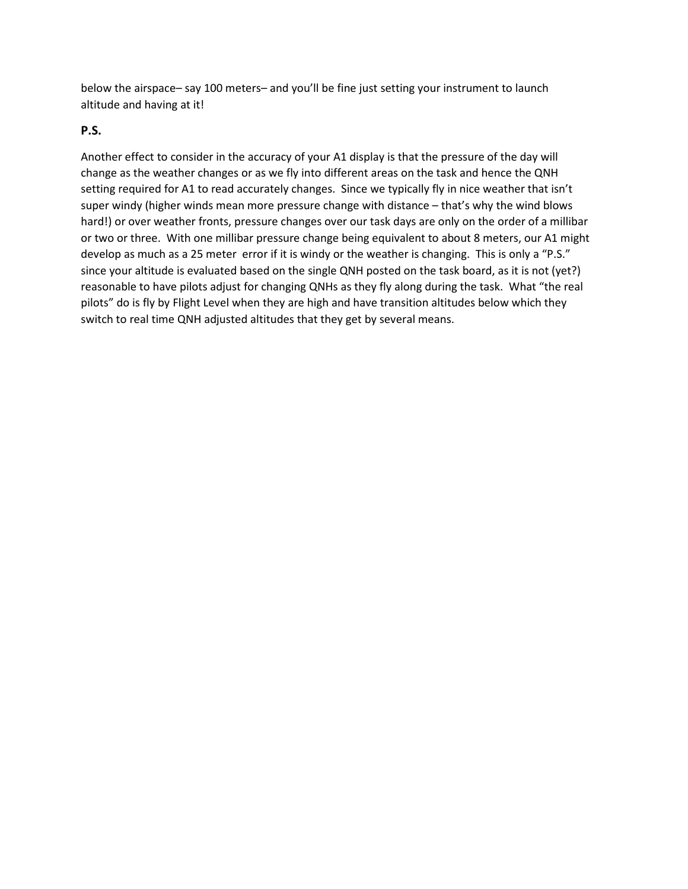below the airspace– say 100 meters– and you'll be fine just setting your instrument to launch altitude and having at it!

**P.S.**

Another effect to consider in the accuracy of your A1 display is that the pressure of the day will change as the weather changes or as we fly into different areas on the task and hence the QNH setting required for A1 to read accurately changes. Since we typically fly in nice weather that isn't super windy (higher winds mean more pressure change with distance – that's why the wind blows hard!) or over weather fronts, pressure changes over our task days are only on the order of a millibar or two or three. With one millibar pressure change being equivalent to about 8 meters, our A1 might develop as much as a 25 meter error if it is windy or the weather is changing. This is only a "P.S." since your altitude is evaluated based on the single QNH posted on the task board, as it is not (yet?) reasonable to have pilots adjust for changing QNHs as they fly along during the task. What "the real pilots" do is fly by Flight Level when they are high and have transition altitudes below which they switch to real time QNH adjusted altitudes that they get by several means.